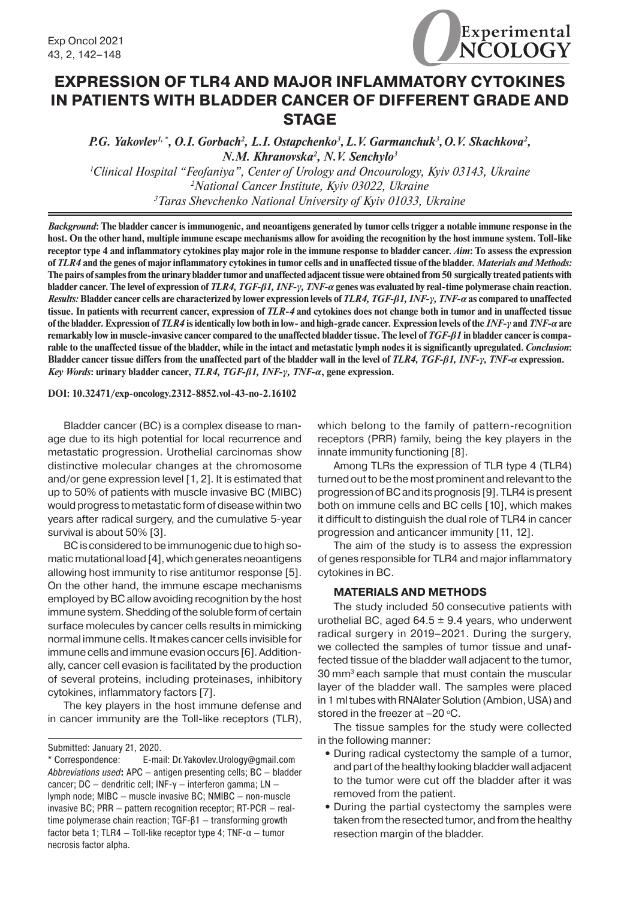# EXPRESSION OF TLR4 AND MAJOR INFLAMMATORY CYTOKINES IN PATIENTS WITH BLADDER CANCER OF DIFFERENT GRADE AND STAGE

*P.G. Yakovlev[1,*], O.I. Gorbach[2], L.I. Ostapchenko[3], L.V. Garmanchuk[3], O.V. Skachkova[2], N.M. Khranovska[2], N.V. Senchylo[3]*

[1]*Clinical Hospital "Feofaniya", Center of Urology and Oncourology, Kyiv 03143, Ukraine*

[2]*National Cancer Institute, Kyiv 03022, Ukraine*

[3]*Taras Shevchenko National University of Kyiv 01033, Ukraine*

***Background*: The bladder cancer is immunogenic, and neoantigens generated by tumor cells trigger a notable immune response in the host. On the other hand, multiple immune escape mechanisms allow for avoiding the recognition by the host immune system. Toll-like receptor type 4 and inflammatory cytokines play major role in the immune response to bladder cancer. *Aim*: To assess the expression of *TLR4* and the genes of major inflammatory cytokines in tumor cells and in unaffected tissue of the bladder. *Materials and Methods:* The pairs of samples from the urinary bladder tumor and unaffected adjacent tissue were obtained from 50 surgically treated patients with bladder cancer. The level of expression of *TLR4, TGF-β1, INF-γ, TNF-α* genes was evaluated by real-time polymerase chain reaction. *Results:* Bladder cancer cells are characterized by lower expression levels of *TLR4, TGF-β1, INF-γ, TNF-α* as compared to unaffected tissue. In patients with recurrent cancer, expression of *TLR-4* and cytokines does not change both in tumor and in unaffected tissue of the bladder. Expression of *TLR4* is identically low both in low- and high-grade cancer. Expression levels of the *INF-γ* and *TNF-α* are remarkably low in muscle-invasive cancer compared to the unaffected bladder tissue. The level of *TGF-β1* in bladder cancer is comparable to the unaffected tissue of the bladder, while in the intact and metastatic lymph nodes it is significantly upregulated. *Conclusion*: Bladder cancer tissue differs from the unaffected part of the bladder wall in the level of *TLR4, TGF-β1, INF-γ, TNF-α* expression. *Key Words*: urinary bladder cancer, *TLR4, TGF-β1, INF-γ, TNF-α*, gene expression.**

**DOI: 10.32471/exp-oncology.2312-8852.vol-43-no-2.16102**

Bladder cancer (BC) is a complex disease to manage due to its high potential for local recurrence and metastatic progression. Urothelial carcinomas show distinctive molecular changes at the chromosome and/or gene expression level [1, 2]. It is estimated that up to 50% of patients with muscle invasive BC (MIBC) would progress to metastatic form of disease within two years after radical surgery, and the cumulative 5-year survival is about 50% [3].

BC is considered to be immunogenic due to high somatic mutational load [4], which generates neoantigens allowing host immunity to rise antitumor response [5]. On the other hand, the immune escape mechanisms employed by BC allow avoiding recognition by the host immune system. Shedding of the soluble form of certain surface molecules by cancer cells results in mimicking normal immune cells. It makes cancer cells invisible for immune cells and immune evasion occurs [6]. Additionally, cancer cell evasion is facilitated by the production of several proteins, including proteinases, inhibitory cytokines, inflammatory factors [7].

The key players in the host immune defense and in cancer immunity are the Toll-like receptors (TLR), which belong to the family of pattern-recognition receptors (PRR) family, being the key players in the innate immunity functioning [8].

Among TLRs the expression of TLR type 4 (TLR4) turned out to be the most prominent and relevant to the progression of BC and its prognosis [9]. TLR4 is present both on immune cells and BC cells [10], which makes it difficult to distinguish the dual role of TLR4 in cancer progression and anticancer immunity [11, 12].

The aim of the study is to assess the expression of genes responsible for TLR4 and major inflammatory cytokines in BC.

## MATERIALS AND METHODS

The study included 50 consecutive patients with urothelial BC, aged 64.5 ± 9.4 years, who underwent radical surgery in 2019–2021. During the surgery, we collected the samples of tumor tissue and unaffected tissue of the bladder wall adjacent to the tumor, 30 mm$^3$ each sample that must contain the muscular layer of the bladder wall. The samples were placed in 1 ml tubes with RNAlater Solution (Ambion, USA) and stored in the freezer at –20 °C.

The tissue samples for the study were collected in the following manner:

- During radical cystectomy the sample of a tumor, and part of the healthy looking bladder wall adjacent to the tumor were cut off the bladder after it was removed from the patient.
- During the partial cystectomy the samples were taken from the resected tumor, and from the healthy resection margin of the bladder.

Submitted: January 21, 2020.

\* Correspondence: E-mail: Dr.Yakovlev.Urology@gmail.com

*Abbreviations used*: APC – antigen presenting cells; BC – bladder cancer; DC – dendritic cell; INF-γ – interferon gamma; LN – lymph node; MIBC – muscle invasive BC; NMIBC – non-muscle invasive BC; PRR – pattern recognition receptor; RT-PCR – real-time polymerase chain reaction; TGF-β1 – transforming growth factor beta 1; TLR4 – Toll-like receptor type 4; TNF-α – tumor necrosis factor alpha.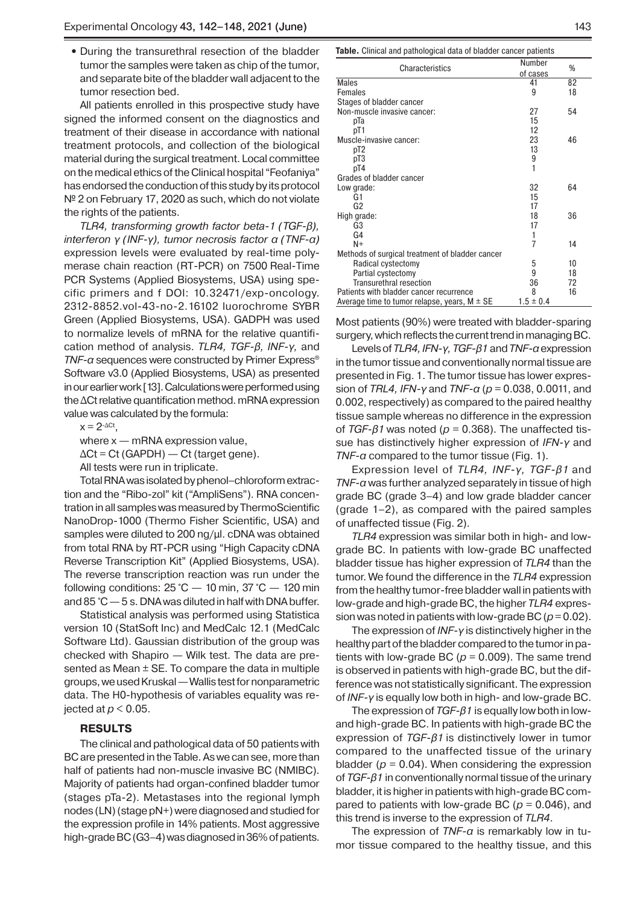- During the transurethral resection of the bladder tumor the samples were taken as chip of the tumor, and separate bite of the bladder wall adjacent to the tumor resection bed.

All patients enrolled in this prospective study have signed the informed consent on the diagnostics and treatment of their disease in accordance with national treatment protocols, and collection of the biological material during the surgical treatment. Local committee on the medical ethics of the Clinical hospital "Feofaniya" has endorsed the conduction of this study by its protocol № 2 on February 17, 2020 as such, which do not violate the rights of the patients.

*TLR4, transforming growth factor beta-1 (TGF-β), interferon γ (INF-γ), tumor necrosis factor α (TNF-α)* expression levels were evaluated by real-time polymerase chain reaction (RT-PCR) on 7500 Real-Time PCR Systems (Applied Biosystems, USA) using specific primers and f DOI: 10.32471/exp-oncology.2312-8852.vol-43-no-2.16102 luorochrome SYBR Green (Applied Biosystems, USA). GADPH was used to normalize levels of mRNA for the relative quantification method of analysis. *TLR4, TGF-β, INF-γ,* and *TNF-α* sequences were constructed by Primer Express® Software v3.0 (Applied Biosystems, USA) as presented in our earlier work [13]. Calculations were performed using the ΔCt relative quantification method. mRNA expression value was calculated by the formula:

$x = 2^{-\Delta Ct}$,

where x — mRNA expression value,

ΔCt = Ct (GAPDH) — Ct (target gene).

All tests were run in triplicate.

Total RNA was isolated by phenol–chloroform extraction and the "Ribo-zol" kit ("AmpliSens"). RNA concentration in all samples was measured by ThermoScientific NanoDrop-1000 (Thermo Fisher Scientific, USA) and samples were diluted to 200 ng/µl. cDNA was obtained from total RNA by RT-PCR using "High Capacity cDNA Reverse Transcription Kit" (Applied Biosystems, USA). The reverse transcription reaction was run under the following conditions: 25 °C — 10 min, 37 °C — 120 min and 85 °C — 5 s. DNA was diluted in half with DNA buffer.

Statistical analysis was performed using Statistica version 10 (StatSoft Inc) and MedCalc 12.1 (MedCalc Software Ltd). Gaussian distribution of the group was checked with Shapiro — Wilk test. The data are presented as Mean ± SE. To compare the data in multiple groups, we used Kruskal — Wallis test for nonparametric data. The H0-hypothesis of variables equality was rejected at $p < 0.05$.

## RESULTS

The clinical and pathological data of 50 patients with BC are presented in the Table. As we can see, more than half of patients had non-muscle invasive BC (NMIBC). Majority of patients had organ-confined bladder tumor (stages pTa-2). Metastases into the regional lymph nodes (LN) (stage pN+) were diagnosed and studied for the expression profile in 14% patients. Most aggressive high-grade BC (G3–4) was diagnosed in 36% of patients.

**Table.** Clinical and pathological data of bladder cancer patients

| Characteristics | Number of cases | % |
|---|---|---|
| Males | 41 | 82 |
| Females | 9 | 18 |
| Stages of bladder cancer | | |
| Non-muscle invasive cancer: | 27 | 54 |
| pTa | 15 | |
| pT1 | 12 | |
| Muscle-invasive cancer: | 23 | 46 |
| pT2 | 13 | |
| pT3 | 9 | |
| pT4 | 1 | |
| Grades of bladder cancer | | |
| Low grade: | 32 | 64 |
| G1 | 15 | |
| G2 | 17 | |
| High grade: | 18 | 36 |
| G3 | 17 | |
| G4 | 1 | |
| N+ | 7 | 14 |
| Methods of surgical treatment of bladder cancer | | |
| Radical cystectomy | 5 | 10 |
| Partial cystectomy | 9 | 18 |
| Transurethral resection | 36 | 72 |
| Patients with bladder cancer recurrence | 8 | 16 |
| Average time to tumor relapse, years, M ± SE | 1.5 ± 0.4 | |

Most patients (90%) were treated with bladder-sparing surgery, which reflects the current trend in managing BC.

Levels of *TLR4, IFN-γ, TGF-β1* and *TNF-α* expression in the tumor tissue and conventionally normal tissue are presented in Fig. 1. The tumor tissue has lower expression of *TRL4, IFN-γ* and *TNF-α* ($p$ = 0.038, 0.0011, and 0.002, respectively) as compared to the paired healthy tissue sample whereas no difference in the expression of *TGF-β1* was noted ($p$ = 0.368). The unaffected tissue has distinctively higher expression of *IFN-γ* and *TNF-α* compared to the tumor tissue (Fig. 1).

Expression level of *TLR4, INF-γ, TGF-β1* and *TNF-α* was further analyzed separately in tissue of high grade BC (grade 3–4) and low grade bladder cancer (grade 1–2), as compared with the paired samples of unaffected tissue (Fig. 2).

*TLR4* expression was similar both in high- and low-grade BC. In patients with low-grade BC unaffected bladder tissue has higher expression of *TLR4* than the tumor. We found the difference in the *TLR4* expression from the healthy tumor-free bladder wall in patients with low-grade and high-grade BC, the higher *TLR4* expression was noted in patients with low-grade BC ($p$ = 0.02).

The expression of *INF-γ* is distinctively higher in the healthy part of the bladder compared to the tumor in patients with low-grade BC ($p$ = 0.009). The same trend is observed in patients with high-grade BC, but the difference was not statistically significant. The expression of *INF-γ* is equally low both in high- and low-grade BC.

The expression of *TGF-β1* is equally low both in low- and high-grade BC. In patients with high-grade BC the expression of *TGF-β1* is distinctively lower in tumor compared to the unaffected tissue of the urinary bladder ($p$ = 0.04). When considering the expression of *TGF-β1* in conventionally normal tissue of the urinary bladder, it is higher in patients with high-grade BC compared to patients with low-grade BC ($p$ = 0.046), and this trend is inverse to the expression of *TLR4*.

The expression of *TNF-α* is remarkably low in tumor tissue compared to the healthy tissue, and this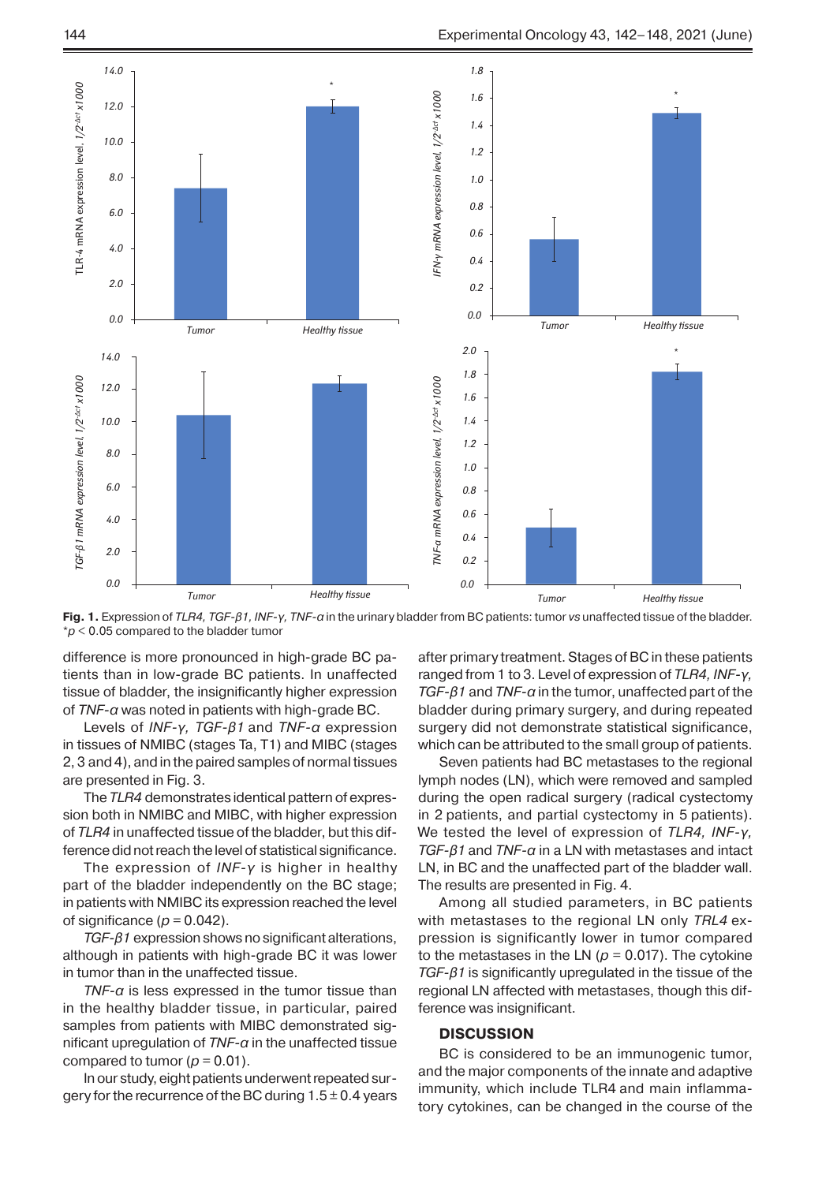Fig. 1. Expression of *TLR4, TGF-β1, INF-γ, TNF-α* in the urinary bladder from BC patients: tumor *vs* unaffected tissue of the bladder. $^{*}p < 0.05$ compared to the bladder tumor

difference is more pronounced in high-grade BC patients than in low-grade BC patients. In unaffected tissue of bladder, the insignificantly higher expression of *TNF-α* was noted in patients with high-grade BC.

Levels of *INF-γ*, *TGF-β1* and *TNF-α* expression in tissues of NMIBC (stages Ta, T1) and MIBC (stages 2, 3 and 4), and in the paired samples of normal tissues are presented in Fig. 3.

The *TLR4* demonstrates identical pattern of expression both in NMIBC and MIBC, with higher expression of *TLR4* in unaffected tissue of the bladder, but this difference did not reach the level of statistical significance.

The expression of *INF-γ* is higher in healthy part of the bladder independently on the BC stage; in patients with NMIBC its expression reached the level of significance ($p = 0.042$).

*TGF-β1* expression shows no significant alterations, although in patients with high-grade BC it was lower in tumor than in the unaffected tissue.

*TNF-α* is less expressed in the tumor tissue than in the healthy bladder tissue, in particular, paired samples from patients with MIBC demonstrated significant upregulation of *TNF-α* in the unaffected tissue compared to tumor ($p = 0.01$).

In our study, eight patients underwent repeated surgery for the recurrence of the BC during 1.5 ± 0.4 years after primary treatment. Stages of BC in these patients ranged from 1 to 3. Level of expression of *TLR4, INF-γ, TGF-β1* and *TNF-α* in the tumor, unaffected part of the bladder during primary surgery, and during repeated surgery did not demonstrate statistical significance, which can be attributed to the small group of patients.

Seven patients had BC metastases to the regional lymph nodes (LN), which were removed and sampled during the open radical surgery (radical cystectomy in 2 patients, and partial cystectomy in 5 patients). We tested the level of expression of *TLR4, INF-γ, TGF-β1* and *TNF-α* in a LN with metastases and intact LN, in BC and the unaffected part of the bladder wall. The results are presented in Fig. 4.

Among all studied parameters, in BC patients with metastases to the regional LN only *TRL4* expression is significantly lower in tumor compared to the metastases in the LN ($p = 0.017$). The cytokine *TGF-β1* is significantly upregulated in the tissue of the regional LN affected with metastases, though this difference was insignificant.

## DISCUSSION

BC is considered to be an immunogenic tumor, and the major components of the innate and adaptive immunity, which include TLR4 and main inflammatory cytokines, can be changed in the course of the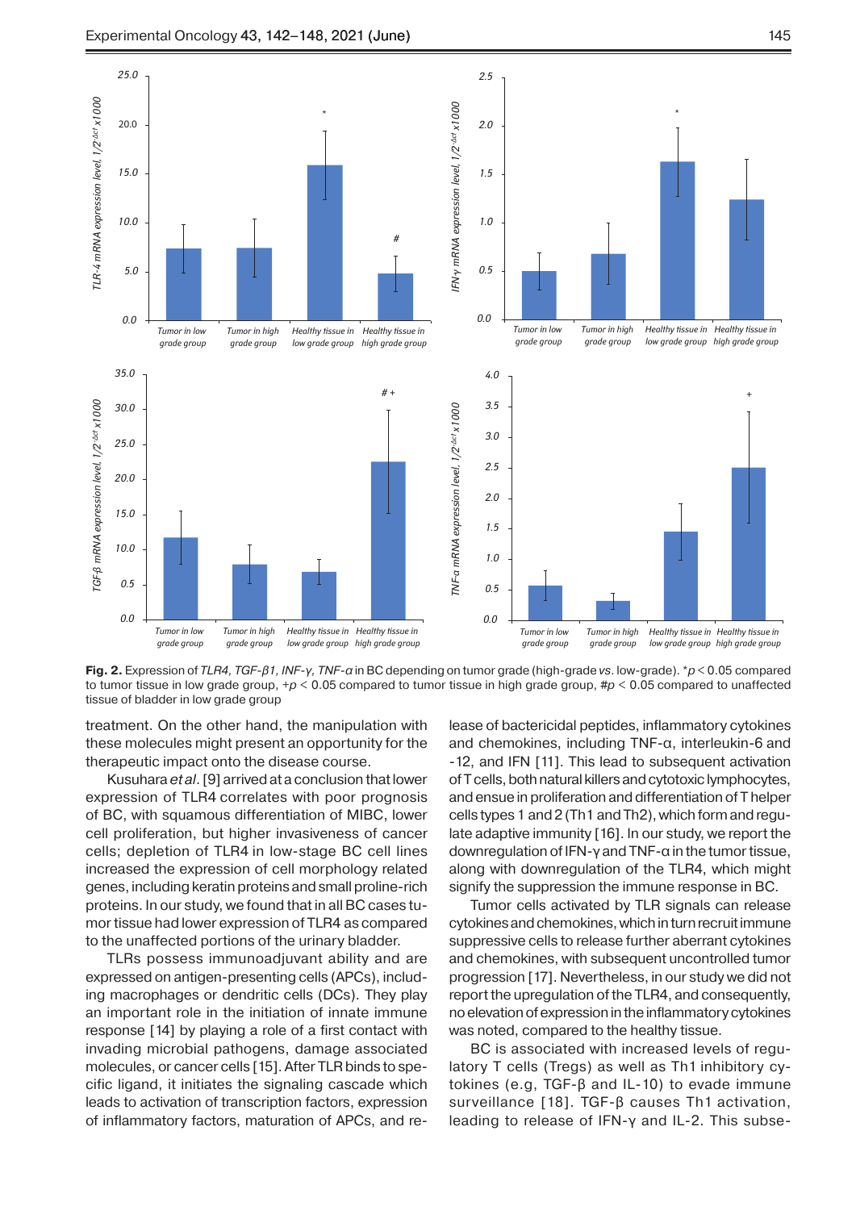**Fig. 2.** Expression of *TLR4, TGF-β1, INF-γ, TNF-α* in BC depending on tumor grade (high-grade *vs*. low-grade). *$p < 0.05$ compared to tumor tissue in low grade group, +$p < 0.05$ compared to tumor tissue in high grade group, #$p < 0.05$ compared to unaffected tissue of bladder in low grade group

treatment. On the other hand, the manipulation with these molecules might present an opportunity for the therapeutic impact onto the disease course.

Kusuhara *et al*. [9] arrived at a conclusion that lower expression of TLR4 correlates with poor prognosis of BC, with squamous differentiation of MIBC, lower cell proliferation, but higher invasiveness of cancer cells; depletion of TLR4 in low-stage BC cell lines increased the expression of cell morphology related genes, including keratin proteins and small proline-rich proteins. In our study, we found that in all BC cases tumor tissue had lower expression of TLR4 as compared to the unaffected portions of the urinary bladder.

TLRs possess immunoadjuvant ability and are expressed on antigen-presenting cells (APCs), including macrophages or dendritic cells (DCs). They play an important role in the initiation of innate immune response [14] by playing a role of a first contact with invading microbial pathogens, damage associated molecules, or cancer cells [15]. After TLR binds to specific ligand, it initiates the signaling cascade which leads to activation of transcription factors, expression of inflammatory factors, maturation of APCs, and release of bactericidal peptides, inflammatory cytokines and chemokines, including TNF-α, interleukin-6 and -12, and IFN [11]. This lead to subsequent activation of T cells, both natural killers and cytotoxic lymphocytes, and ensue in proliferation and differentiation of T helper cells types 1 and 2 (Th1 and Th2), which form and regulate adaptive immunity [16]. In our study, we report the downregulation of IFN-γ and TNF-α in the tumor tissue, along with downregulation of the TLR4, which might signify the suppression the immune response in BC.

Tumor cells activated by TLR signals can release cytokines and chemokines, which in turn recruit immune suppressive cells to release further aberrant cytokines and chemokines, with subsequent uncontrolled tumor progression [17]. Nevertheless, in our study we did not report the upregulation of the TLR4, and consequently, no elevation of expression in the inflammatory cytokines was noted, compared to the healthy tissue.

BC is associated with increased levels of regulatory T cells (Tregs) as well as Th1 inhibitory cytokines (e.g, TGF-β and IL-10) to evade immune surveillance [18]. TGF-β causes Th1 activation, leading to release of IFN-γ and IL-2. This subse-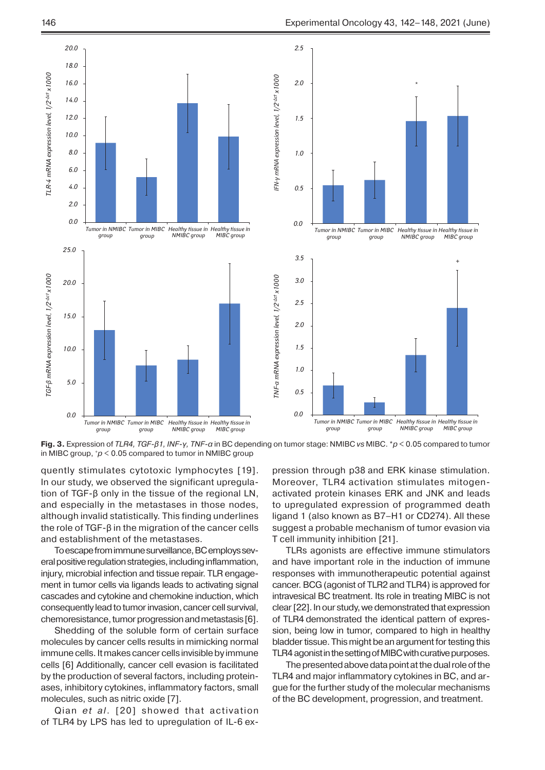**Fig. 3.** Expression of *TLR4, TGF-β1, INF-γ, TNF-α* in BC depending on tumor stage: NMIBC *vs* MIBC. *$p < 0.05$ compared to tumor in MIBC group, $^{+}p < 0.05$ compared to tumor in NMIBC group

quently stimulates cytotoxic lymphocytes [19]. In our study, we observed the significant upregulation of TGF-β only in the tissue of the regional LN, and especially in the metastases in those nodes, although invalid statistically. This finding underlines the role of TGF-β in the migration of the cancer cells and establishment of the metastases.

To escape from immune surveillance, BC employs several positive regulation strategies, including inflammation, injury, microbial infection and tissue repair. TLR engagement in tumor cells via ligands leads to activating signal cascades and cytokine and chemokine induction, which consequently lead to tumor invasion, cancer cell survival, chemoresistance, tumor progression and metastasis [6].

Shedding of the soluble form of certain surface molecules by cancer cells results in mimicking normal immune cells. It makes cancer cells invisible by immune cells [6] Additionally, cancer cell evasion is facilitated by the production of several factors, including proteinases, inhibitory cytokines, inflammatory factors, small molecules, such as nitric oxide [7].

Qian *et al*. [20] showed that activation of TLR4 by LPS has led to upregulation of IL-6 expression through p38 and ERK kinase stimulation. Moreover, TLR4 activation stimulates mitogen-activated protein kinases ERK and JNK and leads to upregulated expression of programmed death ligand 1 (also known as B7–H1 or CD274). All these suggest a probable mechanism of tumor evasion via T cell immunity inhibition [21].

TLRs agonists are effective immune stimulators and have important role in the induction of immune responses with immunotherapeutic potential against cancer. BCG (agonist of TLR2 and TLR4) is approved for intravesical BC treatment. Its role in treating MIBC is not clear [22]. In our study, we demonstrated that expression of TLR4 demonstrated the identical pattern of expression, being low in tumor, compared to high in healthy bladder tissue. This might be an argument for testing this TLR4 agonist in the setting of MIBC with curative purposes.

The presented above data point at the dual role of the TLR4 and major inflammatory cytokines in BC, and argue for the further study of the molecular mechanisms of the BC development, progression, and treatment.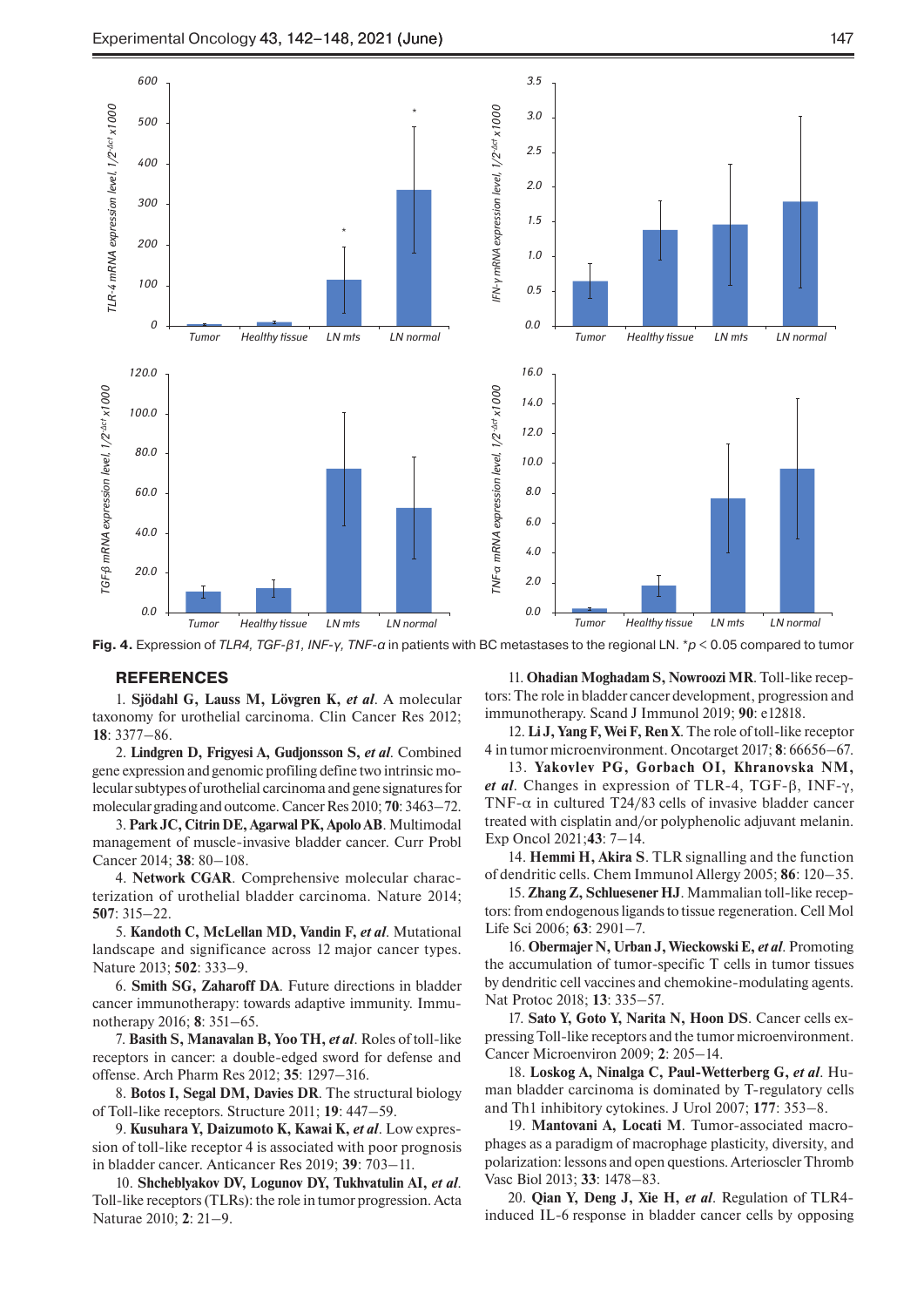Fig. 4. Expression of *TLR4, TGF-β1, INF-γ, TNF-α* in patients with BC metastases to the regional LN. \*$p < 0.05$ compared to tumor

## REFERENCES

1. **Sjödahl G, Lauss M, Lövgren K, *et al*.** A molecular taxonomy for urothelial carcinoma. Clin Cancer Res 2012; **18**: 3377–86.

2. **Lindgren D, Frigyesi A, Gudjonsson S, *et al*.** Combined gene expression and genomic profiling define two intrinsic molecular subtypes of urothelial carcinoma and gene signatures for molecular grading and outcome. Cancer Res 2010; **70**: 3463–72.

3. **Park JC, Citrin DE, Agarwal PK, Apolo AB**. Multimodal management of muscle-invasive bladder cancer. Curr Probl Cancer 2014; **38**: 80–108.

4. **Network CGAR**. Comprehensive molecular characterization of urothelial bladder carcinoma. Nature 2014; **507**: 315–22.

5. **Kandoth C, McLellan MD, Vandin F, *et al*.** Mutational landscape and significance across 12 major cancer types. Nature 2013; **502**: 333–9.

6. **Smith SG, Zaharoff DA**. Future directions in bladder cancer immunotherapy: towards adaptive immunity. Immunotherapy 2016; **8**: 351–65.

7. **Basith S, Manavalan B, Yoo TH, *et al*.** Roles of toll-like receptors in cancer: a double-edged sword for defense and offense. Arch Pharm Res 2012; **35**: 1297–316.

8. **Botos I, Segal DM, Davies DR**. The structural biology of Toll-like receptors. Structure 2011; **19**: 447–59.

9. **Kusuhara Y, Daizumoto K, Kawai K, *et al*.** Low expression of toll-like receptor 4 is associated with poor prognosis in bladder cancer. Anticancer Res 2019; **39**: 703–11.

10. **Shcheblyakov DV, Logunov DY, Tukhvatulin AI, *et al*.** Toll-like receptors (TLRs): the role in tumor progression. Acta Naturae 2010; **2**: 21–9.

11. **Ohadian Moghadam S, Nowroozi MR**. Toll-like receptors: The role in bladder cancer development, progression and immunotherapy. Scand J Immunol 2019; **90**: e12818.

12. **Li J, Yang F, Wei F, Ren X**. The role of toll-like receptor 4 in tumor microenvironment. Oncotarget 2017; **8**: 66656–67.

13. **Yakovlev PG, Gorbach OI, Khranovska NM, *et al*.** Changes in expression of TLR-4, TGF-β, INF-γ, TNF-α in cultured T24/83 cells of invasive bladder cancer treated with cisplatin and/or polyphenolic adjuvant melanin. Exp Oncol 2021;**43**: 7–14.

14. **Hemmi H, Akira S**. TLR signalling and the function of dendritic cells. Chem Immunol Allergy 2005; **86**: 120–35.

15. **Zhang Z, Schluesener HJ**. Mammalian toll-like receptors: from endogenous ligands to tissue regeneration. Cell Mol Life Sci 2006; **63**: 2901–7.

16. **Obermajer N, Urban J, Wieckowski E, *et al*.** Promoting the accumulation of tumor-specific T cells in tumor tissues by dendritic cell vaccines and chemokine-modulating agents. Nat Protoc 2018; **13**: 335–57.

17. **Sato Y, Goto Y, Narita N, Hoon DS**. Cancer cells expressing Toll-like receptors and the tumor microenvironment. Cancer Microenviron 2009; **2**: 205–14.

18. **Loskog A, Ninalga C, Paul-Wetterberg G, *et al*.** Human bladder carcinoma is dominated by T-regulatory cells and Th1 inhibitory cytokines. J Urol 2007; **177**: 353–8.

19. **Mantovani A, Locati M**. Tumor-associated macrophages as a paradigm of macrophage plasticity, diversity, and polarization: lessons and open questions. Arterioscler Thromb Vasc Biol 2013; **33**: 1478–83.

20. **Qian Y, Deng J, Xie H, *et al*.** Regulation of TLR4-induced IL-6 response in bladder cancer cells by opposing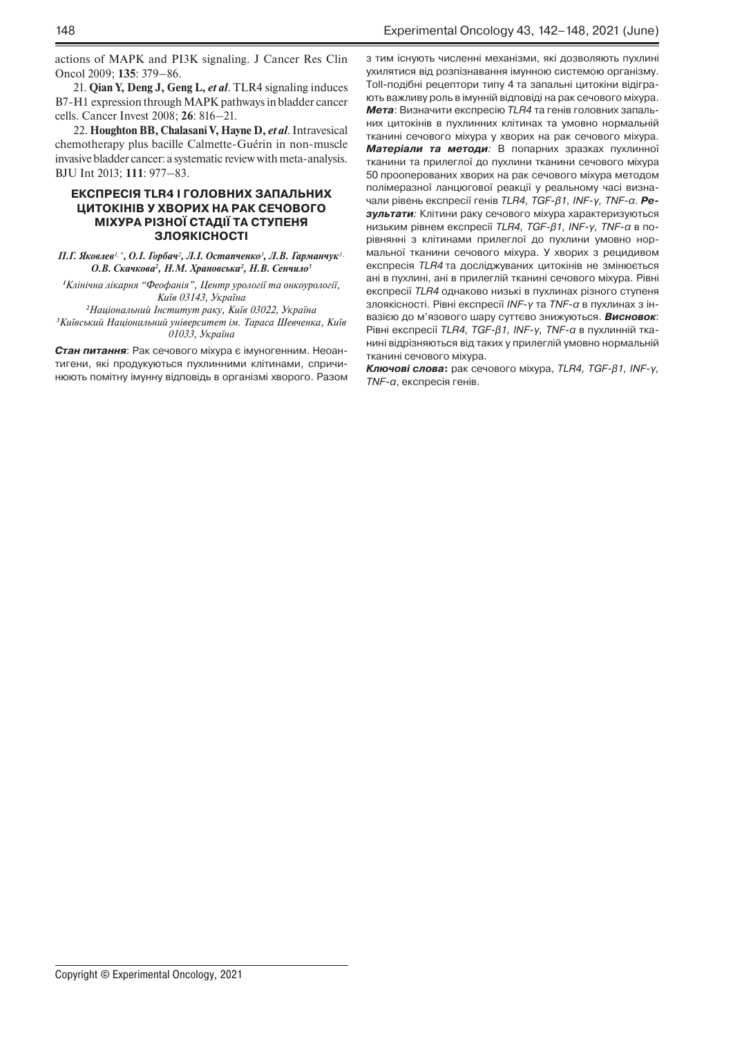actions of MAPK and PI3K signaling. J Cancer Res Clin Oncol 2009; **135**: 379–86.

21. **Qian Y, Deng J, Geng L,** ***et al***. TLR4 signaling induces B7-H1 expression through MAPK pathways in bladder cancer cells. Cancer Invest 2008; **26**: 816–21.

22. **Houghton BB, Chalasani V, Hayne D,** ***et al***. Intravesical chemotherapy plus bacille Calmette-Guérin in non-muscle invasive bladder cancer: a systematic review with meta-analysis. BJU Int 2013; **111**: 977–83.

## ЕКСПРЕСІЯ TLR4 І ГОЛОВНИХ ЗАПАЛЬНИХ ЦИТОКІНІВ У ХВОРИХ НА РАК СЕЧОВОГО МІХУРА РІЗНОЇ СТАДІЇ ТА СТУПЕНЯ ЗЛОЯКІСНОСТІ

*П.Г. Яковлев[1,\*], О.І. Горбач[2], Л.І. Остапченко[3], Л.В. Гарманчук[3], О.В. Скачкова[2], Н.М. Храновська[2], Н.В. Сенчило[3]*

*[1]Клінічна лікарня "Феофанія", Центр урології та онкоурології, Київ 03143, Україна*

*[2]Національний Інститут раку, Київ 03022, Україна*

*[3]Київський Національний університет ім. Тараса Шевченка, Київ 01033, Україна*

***Стан питання***: Рак сечового міхура є імуногенним. Неоантигени, які продукуються пухлинними клітинами, спричинюють помітну імунну відповідь в організмі хворого. Разом з тим існують численні механізми, які дозволяють пухлині ухилятися від розпізнавання імунною системою організму. Toll-подібні рецептори типу 4 та запальні цитокіни відіграють важливу роль в імунній відповіді на рак сечового міхура. ***Мета***: Визначити експресію *TLR4* та генів головних запальних цитокінів в пухлинних клітинах та умовно нормальній тканині сечового міхура у хворих на рак сечового міхура. ***Матеріали та методи***: В попарних зразках пухлинної тканини та прилеглої до пухлини тканини сечового міхура 50 прооперованих хворих на рак сечового міхура методом полімеразної ланцюгової реакції у реальному часі визначали рівень експресії генів *TLR4, TGF-β1, INF-γ, TNF-α*. ***Результати***: Клітини раку сечового міхура характеризуються низьким рівнем експресії *TLR4, TGF-β1, INF-γ, TNF-α* в порівнянні з клітинами прилеглої до пухлини умовно нормальної тканини сечового міхура. У хворих з рецидивом експресія *TLR4* та досліджуваних цитокінів не змінюється ані в пухлині, ані в прилеглій тканині сечового міхура. Рівні експресії *TLR4* однаково низькі в пухлинах різного ступеня злоякісності. Рівні експресії *INF-γ* та *TNF-α* в пухлинах з інвазією до м'язового шару суттєво знижуються. ***Висновок***: Рівні експресії *TLR4, TGF-β1, INF-γ, TNF-α* в пухлинній тканині відрізняються від таких у прилеглій умовно нормальній тканині сечового міхура.

***Ключові слова***: рак сечового міхура, *TLR4, TGF-β1, INF-γ, TNF-α*, експресія генів.

Copyright © Experimental Oncology, 2021